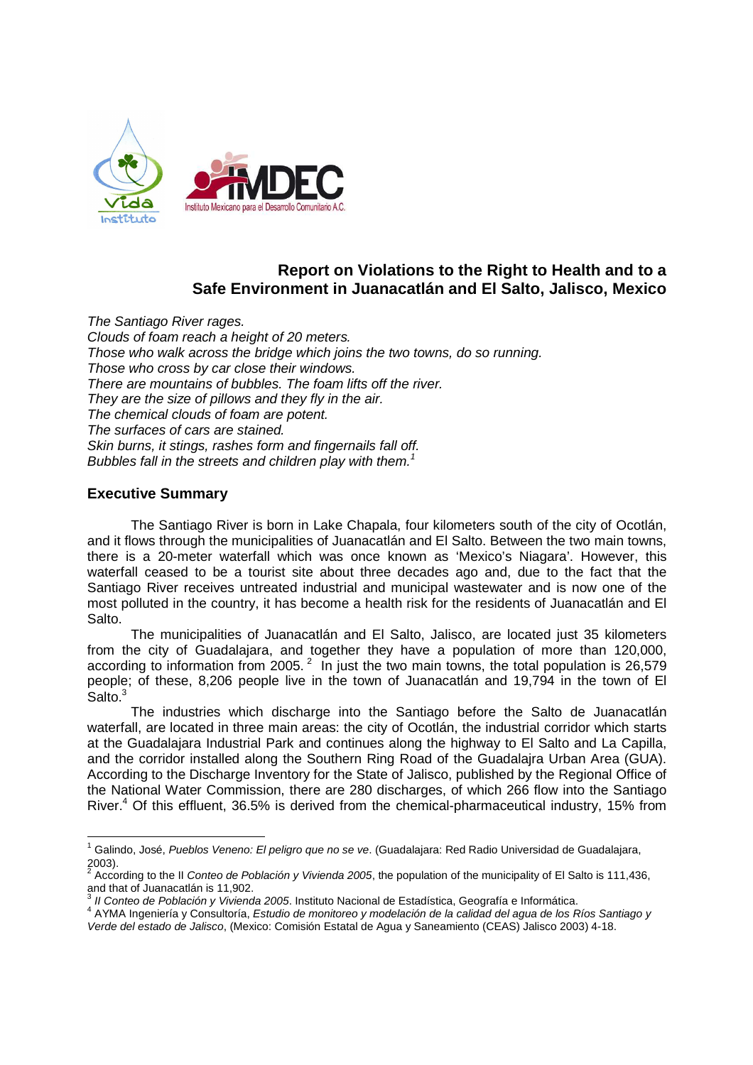# Report on Violations to the Right to Health and to a Safe Environment in Juanacatlán and El Salto, Jalisco, Mexico

*The Santiago River rages.*
*Clouds of foam reach a height of 20 meters.*
*Those who walk across the bridge which joins the two towns, do so running.*
*Those who cross by car close their windows.*
*There are mountains of bubbles. The foam lifts off the river.*
*They are the size of pillows and they fly in the air.*
*The chemical clouds of foam are potent.*
*The surfaces of cars are stained.*
*Skin burns, it stings, rashes form and fingernails fall off.*
*Bubbles fall in the streets and children play with them.*[1]

## Executive Summary

The Santiago River is born in Lake Chapala, four kilometers south of the city of Ocotlán, and it flows through the municipalities of Juanacatlán and El Salto. Between the two main towns, there is a 20-meter waterfall which was once known as 'Mexico's Niagara'. However, this waterfall ceased to be a tourist site about three decades ago and, due to the fact that the Santiago River receives untreated industrial and municipal wastewater and is now one of the most polluted in the country, it has become a health risk for the residents of Juanacatlán and El Salto.

The municipalities of Juanacatlán and El Salto, Jalisco, are located just 35 kilometers from the city of Guadalajara, and together they have a population of more than 120,000, according to information from 2005.[2] In just the two main towns, the total population is 26,579 people; of these, 8,206 people live in the town of Juanacatlán and 19,794 in the town of El Salto.[3]

The industries which discharge into the Santiago before the Salto de Juanacatlán waterfall, are located in three main areas: the city of Ocotlán, the industrial corridor which starts at the Guadalajara Industrial Park and continues along the highway to El Salto and La Capilla, and the corridor installed along the Southern Ring Road of the Guadalajra Urban Area (GUA). According to the Discharge Inventory for the State of Jalisco, published by the Regional Office of the National Water Commission, there are 280 discharges, of which 266 flow into the Santiago River.[4] Of this effluent, 36.5% is derived from the chemical-pharmaceutical industry, 15% from

---

[1] Galindo, José, *Pueblos Veneno: El peligro que no se ve*. (Guadalajara: Red Radio Universidad de Guadalajara, 2003).

[2] According to the II *Conteo de Población y Vivienda 2005*, the population of the municipality of El Salto is 111,436, and that of Juanacatlán is 11,902.

[3] *II Conteo de Población y Vivienda 2005*. Instituto Nacional de Estadística, Geografía e Informática.

[4] AYMA Ingeniería y Consultoría, *Estudio de monitoreo y modelación de la calidad del agua de los Ríos Santiago y Verde del estado de Jalisco*, (Mexico: Comisión Estatal de Agua y Saneamiento (CEAS) Jalisco 2003) 4-18.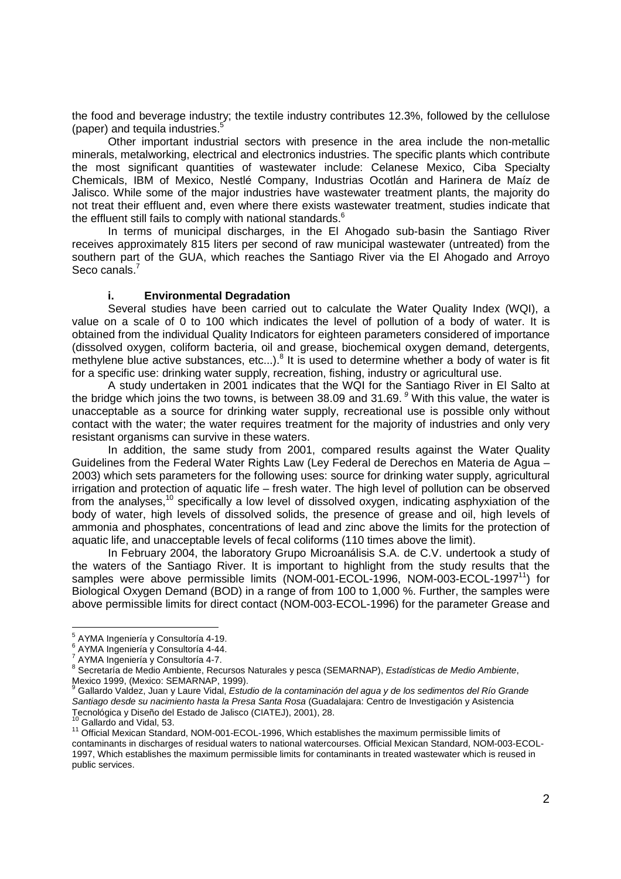the food and beverage industry; the textile industry contributes 12.3%, followed by the cellulose (paper) and tequila industries.[5]

Other important industrial sectors with presence in the area include the non-metallic minerals, metalworking, electrical and electronics industries. The specific plants which contribute the most significant quantities of wastewater include: Celanese Mexico, Ciba Specialty Chemicals, IBM of Mexico, Nestlé Company, Industrias Ocotlán and Harinera de Maíz de Jalisco. While some of the major industries have wastewater treatment plants, the majority do not treat their effluent and, even where there exists wastewater treatment, studies indicate that the effluent still fails to comply with national standards.[6]

In terms of municipal discharges, in the El Ahogado sub-basin the Santiago River receives approximately 815 liters per second of raw municipal wastewater (untreated) from the southern part of the GUA, which reaches the Santiago River via the El Ahogado and Arroyo Seco canals.[7]

#### i. Environmental Degradation

Several studies have been carried out to calculate the Water Quality Index (WQI), a value on a scale of 0 to 100 which indicates the level of pollution of a body of water. It is obtained from the individual Quality Indicators for eighteen parameters considered of importance (dissolved oxygen, coliform bacteria, oil and grease, biochemical oxygen demand, detergents, methylene blue active substances, etc...).[8] It is used to determine whether a body of water is fit for a specific use: drinking water supply, recreation, fishing, industry or agricultural use.

A study undertaken in 2001 indicates that the WQI for the Santiago River in El Salto at the bridge which joins the two towns, is between 38.09 and 31.69. [9] With this value, the water is unacceptable as a source for drinking water supply, recreational use is possible only without contact with the water; the water requires treatment for the majority of industries and only very resistant organisms can survive in these waters.

In addition, the same study from 2001, compared results against the Water Quality Guidelines from the Federal Water Rights Law (Ley Federal de Derechos en Materia de Agua – 2003) which sets parameters for the following uses: source for drinking water supply, agricultural irrigation and protection of aquatic life – fresh water. The high level of pollution can be observed from the analyses,[10] specifically a low level of dissolved oxygen, indicating asphyxiation of the body of water, high levels of dissolved solids, the presence of grease and oil, high levels of ammonia and phosphates, concentrations of lead and zinc above the limits for the protection of aquatic life, and unacceptable levels of fecal coliforms (110 times above the limit).

In February 2004, the laboratory Grupo Microanálisis S.A. de C.V. undertook a study of the waters of the Santiago River. It is important to highlight from the study results that the samples were above permissible limits (NOM-001-ECOL-1996, NOM-003-ECOL-1997[11]) for Biological Oxygen Demand (BOD) in a range of from 100 to 1,000 %. Further, the samples were above permissible limits for direct contact (NOM-003-ECOL-1996) for the parameter Grease and

---

[5] AYMA Ingeniería y Consultoría 4-19.

[6] AYMA Ingeniería y Consultoría 4-44.

[7] AYMA Ingeniería y Consultoría 4-7.

[8] Secretaría de Medio Ambiente, Recursos Naturales y pesca (SEMARNAP), *Estadísticas de Medio Ambiente*, Mexico 1999, (Mexico: SEMARNAP, 1999).

[9] Gallardo Valdez, Juan y Laure Vidal, *Estudio de la contaminación del agua y de los sedimentos del Río Grande Santiago desde su nacimiento hasta la Presa Santa Rosa* (Guadalajara: Centro de Investigación y Asistencia Tecnológica y Diseño del Estado de Jalisco (CIATEJ), 2001), 28.

[10] Gallardo and Vidal, 53.

[11] Official Mexican Standard, NOM-001-ECOL-1996, Which establishes the maximum permissible limits of contaminants in discharges of residual waters to national watercourses. Official Mexican Standard, NOM-003-ECOL-1997, Which establishes the maximum permissible limits for contaminants in treated wastewater which is reused in public services.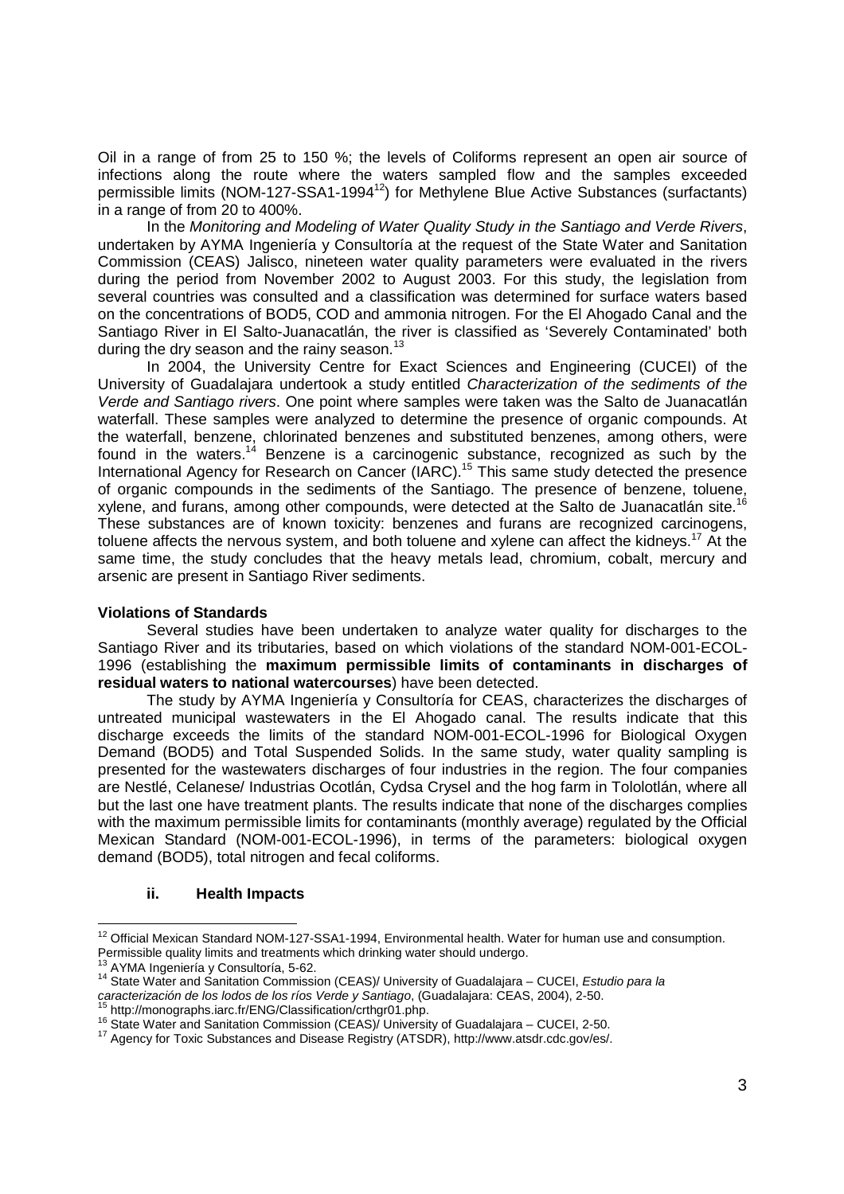Oil in a range of from 25 to 150 %; the levels of Coliforms represent an open air source of infections along the route where the waters sampled flow and the samples exceeded permissible limits (NOM-127-SSA1-1994[12]) for Methylene Blue Active Substances (surfactants) in a range of from 20 to 400%.

In the *Monitoring and Modeling of Water Quality Study in the Santiago and Verde Rivers*, undertaken by AYMA Ingeniería y Consultoría at the request of the State Water and Sanitation Commission (CEAS) Jalisco, nineteen water quality parameters were evaluated in the rivers during the period from November 2002 to August 2003. For this study, the legislation from several countries was consulted and a classification was determined for surface waters based on the concentrations of BOD5, COD and ammonia nitrogen. For the El Ahogado Canal and the Santiago River in El Salto-Juanacatlán, the river is classified as 'Severely Contaminated' both during the dry season and the rainy season.[13]

In 2004, the University Centre for Exact Sciences and Engineering (CUCEI) of the University of Guadalajara undertook a study entitled *Characterization of the sediments of the Verde and Santiago rivers*. One point where samples were taken was the Salto de Juanacatlán waterfall. These samples were analyzed to determine the presence of organic compounds. At the waterfall, benzene, chlorinated benzenes and substituted benzenes, among others, were found in the waters.[14] Benzene is a carcinogenic substance, recognized as such by the International Agency for Research on Cancer (IARC).[15] This same study detected the presence of organic compounds in the sediments of the Santiago. The presence of benzene, toluene, xylene, and furans, among other compounds, were detected at the Salto de Juanacatlán site.[16] These substances are of known toxicity: benzenes and furans are recognized carcinogens, toluene affects the nervous system, and both toluene and xylene can affect the kidneys.[17] At the same time, the study concludes that the heavy metals lead, chromium, cobalt, mercury and arsenic are present in Santiago River sediments.

**Violations of Standards**

Several studies have been undertaken to analyze water quality for discharges to the Santiago River and its tributaries, based on which violations of the standard NOM-001-ECOL-1996 (establishing the **maximum permissible limits of contaminants in discharges of residual waters to national watercourses**) have been detected.

The study by AYMA Ingeniería y Consultoría for CEAS, characterizes the discharges of untreated municipal wastewaters in the El Ahogado canal. The results indicate that this discharge exceeds the limits of the standard NOM-001-ECOL-1996 for Biological Oxygen Demand (BOD5) and Total Suspended Solids. In the same study, water quality sampling is presented for the wastewaters discharges of four industries in the region. The four companies are Nestlé, Celanese/ Industrias Ocotlán, Cydsa Crysel and the hog farm in Tololotlán, where all but the last one have treatment plants. The results indicate that none of the discharges complies with the maximum permissible limits for contaminants (monthly average) regulated by the Official Mexican Standard (NOM-001-ECOL-1996), in terms of the parameters: biological oxygen demand (BOD5), total nitrogen and fecal coliforms.

### ii. Health Impacts

---

[12] Official Mexican Standard NOM-127-SSA1-1994, Environmental health. Water for human use and consumption. Permissible quality limits and treatments which drinking water should undergo.

[13] AYMA Ingeniería y Consultoría, 5-62.

[14] State Water and Sanitation Commission (CEAS)/ University of Guadalajara – CUCEI, *Estudio para la caracterización de los lodos de los ríos Verde y Santiago*, (Guadalajara: CEAS, 2004), 2-50.

[15] http://monographs.iarc.fr/ENG/Classification/crthgr01.php.

[16] State Water and Sanitation Commission (CEAS)/ University of Guadalajara – CUCEI, 2-50.

[17] Agency for Toxic Substances and Disease Registry (ATSDR), http://www.atsdr.cdc.gov/es/.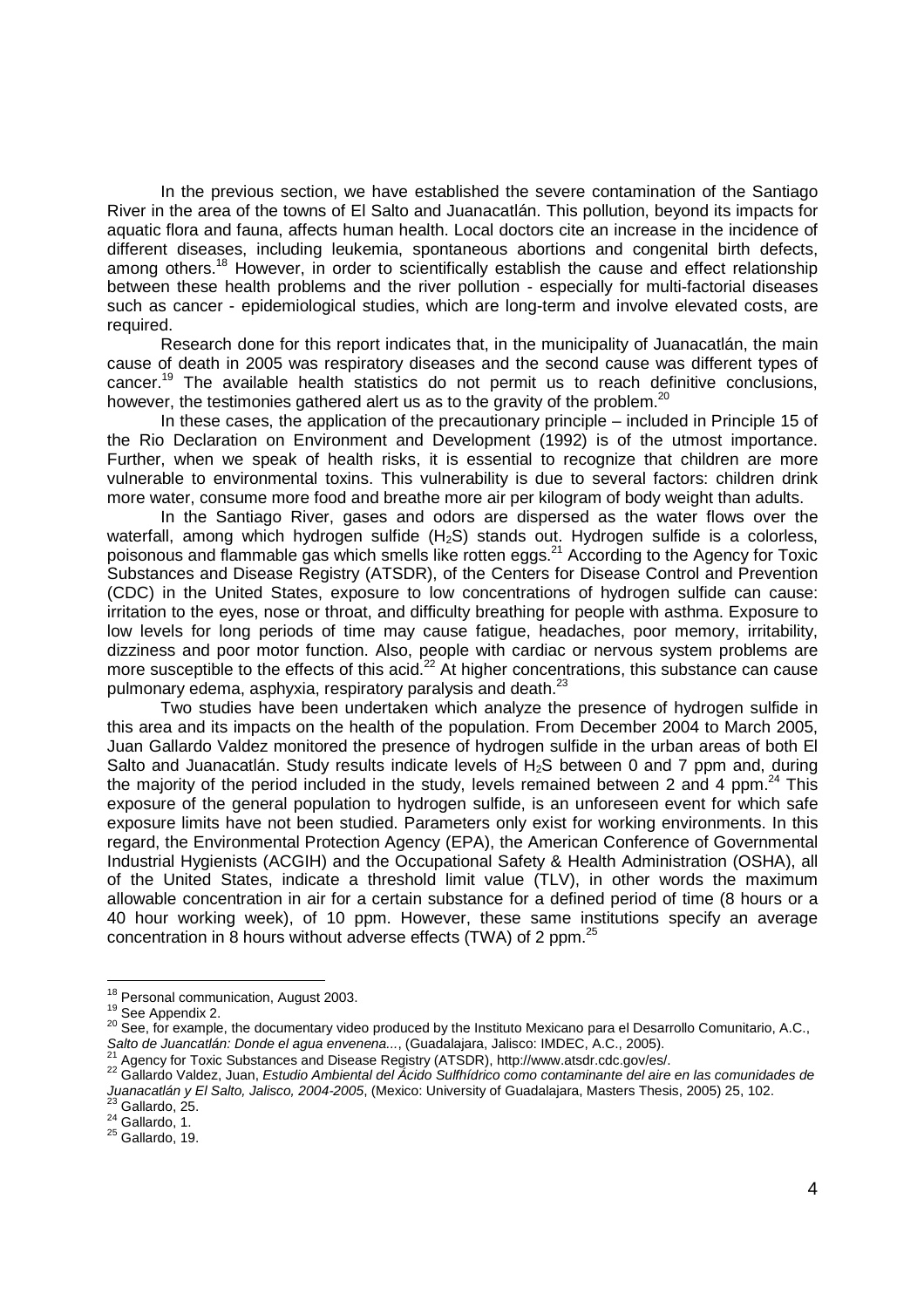In the previous section, we have established the severe contamination of the Santiago River in the area of the towns of El Salto and Juanacatlán. This pollution, beyond its impacts for aquatic flora and fauna, affects human health. Local doctors cite an increase in the incidence of different diseases, including leukemia, spontaneous abortions and congenital birth defects, among others.[18] However, in order to scientifically establish the cause and effect relationship between these health problems and the river pollution - especially for multi-factorial diseases such as cancer - epidemiological studies, which are long-term and involve elevated costs, are required.

Research done for this report indicates that, in the municipality of Juanacatlán, the main cause of death in 2005 was respiratory diseases and the second cause was different types of cancer.[19] The available health statistics do not permit us to reach definitive conclusions, however, the testimonies gathered alert us as to the gravity of the problem.[20]

In these cases, the application of the precautionary principle – included in Principle 15 of the Rio Declaration on Environment and Development (1992) is of the utmost importance. Further, when we speak of health risks, it is essential to recognize that children are more vulnerable to environmental toxins. This vulnerability is due to several factors: children drink more water, consume more food and breathe more air per kilogram of body weight than adults.

In the Santiago River, gases and odors are dispersed as the water flows over the waterfall, among which hydrogen sulfide ($H_2S$) stands out. Hydrogen sulfide is a colorless, poisonous and flammable gas which smells like rotten eggs.[21] According to the Agency for Toxic Substances and Disease Registry (ATSDR), of the Centers for Disease Control and Prevention (CDC) in the United States, exposure to low concentrations of hydrogen sulfide can cause: irritation to the eyes, nose or throat, and difficulty breathing for people with asthma. Exposure to low levels for long periods of time may cause fatigue, headaches, poor memory, irritability, dizziness and poor motor function. Also, people with cardiac or nervous system problems are more susceptible to the effects of this acid.[22] At higher concentrations, this substance can cause pulmonary edema, asphyxia, respiratory paralysis and death.[23]

Two studies have been undertaken which analyze the presence of hydrogen sulfide in this area and its impacts on the health of the population. From December 2004 to March 2005, Juan Gallardo Valdez monitored the presence of hydrogen sulfide in the urban areas of both El Salto and Juanacatlán. Study results indicate levels of $H_2S$ between 0 and 7 ppm and, during the majority of the period included in the study, levels remained between 2 and 4 ppm.[24] This exposure of the general population to hydrogen sulfide, is an unforeseen event for which safe exposure limits have not been studied. Parameters only exist for working environments. In this regard, the Environmental Protection Agency (EPA), the American Conference of Governmental Industrial Hygienists (ACGIH) and the Occupational Safety & Health Administration (OSHA), all of the United States, indicate a threshold limit value (TLV), in other words the maximum allowable concentration in air for a certain substance for a defined period of time (8 hours or a 40 hour working week), of 10 ppm. However, these same institutions specify an average concentration in 8 hours without adverse effects (TWA) of 2 ppm.[25]

---

[18] Personal communication, August 2003.
[19] See Appendix 2.
[20] See, for example, the documentary video produced by the Instituto Mexicano para el Desarrollo Comunitario, A.C., *Salto de Juancatlán: Donde el agua envenena...*, (Guadalajara, Jalisco: IMDEC, A.C., 2005).
[21] Agency for Toxic Substances and Disease Registry (ATSDR), http://www.atsdr.cdc.gov/es/.
[22] Gallardo Valdez, Juan, *Estudio Ambiental del Ácido Sulfhídrico como contaminante del aire en las comunidades de Juanacatlán y El Salto, Jalisco, 2004-2005*, (Mexico: University of Guadalajara, Masters Thesis, 2005) 25, 102.
[23] Gallardo, 25.
[24] Gallardo, 1.
[25] Gallardo, 19.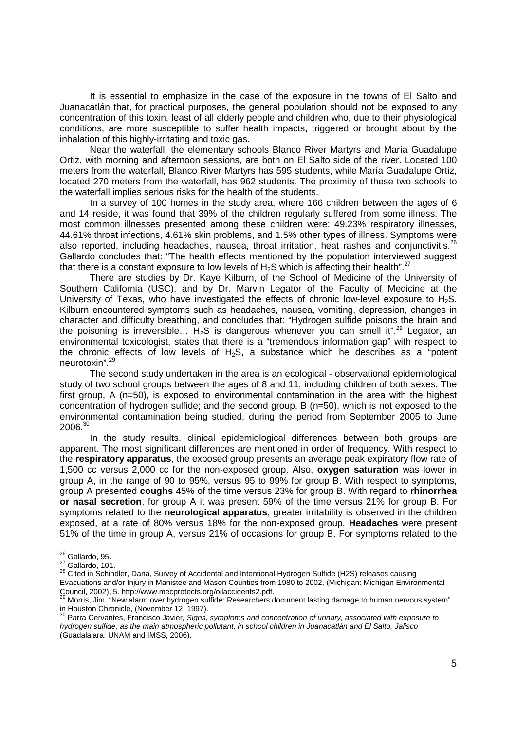It is essential to emphasize in the case of the exposure in the towns of El Salto and Juanacatlán that, for practical purposes, the general population should not be exposed to any concentration of this toxin, least of all elderly people and children who, due to their physiological conditions, are more susceptible to suffer health impacts, triggered or brought about by the inhalation of this highly-irritating and toxic gas.

Near the waterfall, the elementary schools Blanco River Martyrs and María Guadalupe Ortiz, with morning and afternoon sessions, are both on El Salto side of the river. Located 100 meters from the waterfall, Blanco River Martyrs has 595 students, while María Guadalupe Ortiz, located 270 meters from the waterfall, has 962 students. The proximity of these two schools to the waterfall implies serious risks for the health of the students.

In a survey of 100 homes in the study area, where 166 children between the ages of 6 and 14 reside, it was found that 39% of the children regularly suffered from some illness. The most common illnesses presented among these children were: 49.23% respiratory illnesses, 44.61% throat infections, 4.61% skin problems, and 1.5% other types of illness. Symptoms were also reported, including headaches, nausea, throat irritation, heat rashes and conjunctivitis.[26] Gallardo concludes that: "The health effects mentioned by the population interviewed suggest that there is a constant exposure to low levels of $H_2S$ which is affecting their health".[27]

There are studies by Dr. Kaye Kilburn, of the School of Medicine of the University of Southern California (USC), and by Dr. Marvin Legator of the Faculty of Medicine at the University of Texas, who have investigated the effects of chronic low-level exposure to $H_2S$. Kilburn encountered symptoms such as headaches, nausea, vomiting, depression, changes in character and difficulty breathing, and concludes that: "Hydrogen sulfide poisons the brain and the poisoning is irreversible… $H_2S$ is dangerous whenever you can smell it".[28] Legator, an environmental toxicologist, states that there is a "tremendous information gap" with respect to the chronic effects of low levels of $H_2S$, a substance which he describes as a "potent neurotoxin".[29]

The second study undertaken in the area is an ecological - observational epidemiological study of two school groups between the ages of 8 and 11, including children of both sexes. The first group, A (n=50), is exposed to environmental contamination in the area with the highest concentration of hydrogen sulfide; and the second group, B (n=50), which is not exposed to the environmental contamination being studied, during the period from September 2005 to June 2006.[30]

In the study results, clinical epidemiological differences between both groups are apparent. The most significant differences are mentioned in order of frequency. With respect to the **respiratory apparatus**, the exposed group presents an average peak expiratory flow rate of 1,500 cc versus 2,000 cc for the non-exposed group. Also, **oxygen saturation** was lower in group A, in the range of 90 to 95%, versus 95 to 99% for group B. With respect to symptoms, group A presented **coughs** 45% of the time versus 23% for group B. With regard to **rhinorrhea or nasal secretion**, for group A it was present 59% of the time versus 21% for group B. For symptoms related to the **neurological apparatus**, greater irritability is observed in the children exposed, at a rate of 80% versus 18% for the non-exposed group. **Headaches** were present 51% of the time in group A, versus 21% of occasions for group B. For symptoms related to the

---

[26] Gallardo, 95.

[27] Gallardo, 101.

[28] Cited in Schindler, Dana, Survey of Accidental and Intentional Hydrogen Sulfide (H2S) releases causing Evacuations and/or Injury in Manistee and Mason Counties from 1980 to 2002, (Michigan: Michigan Environmental Council, 2002), 5. http://www.mecprotects.org/oilaccidents2.pdf.

[29] Morris, Jim, "New alarm over hydrogen sulfide: Researchers document lasting damage to human nervous system" in Houston Chronicle, (November 12, 1997).

[30] Parra Cervantes, Francisco Javier, *Signs, symptoms and concentration of urinary, associated with exposure to hydrogen sulfide, as the main atmospheric pollutant, in school children in Juanacatlán and El Salto, Jalisco* (Guadalajara: UNAM and IMSS, 2006).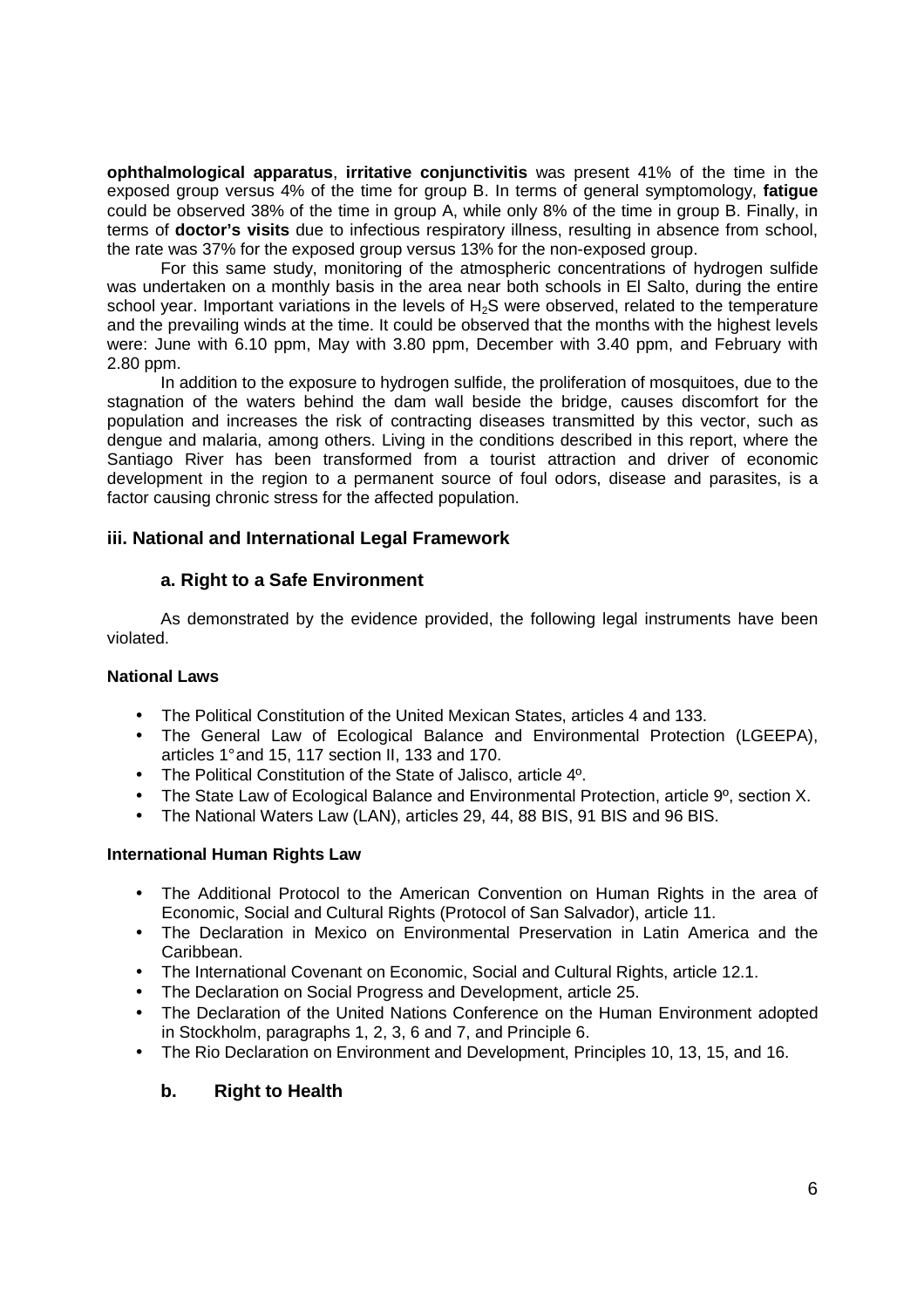**ophthalmological apparatus**, **irritative conjunctivitis** was present 41% of the time in the exposed group versus 4% of the time for group B. In terms of general symptomology, **fatigue** could be observed 38% of the time in group A, while only 8% of the time in group B. Finally, in terms of **doctor's visits** due to infectious respiratory illness, resulting in absence from school, the rate was 37% for the exposed group versus 13% for the non-exposed group.

For this same study, monitoring of the atmospheric concentrations of hydrogen sulfide was undertaken on a monthly basis in the area near both schools in El Salto, during the entire school year. Important variations in the levels of $H_2S$ were observed, related to the temperature and the prevailing winds at the time. It could be observed that the months with the highest levels were: June with 6.10 ppm, May with 3.80 ppm, December with 3.40 ppm, and February with 2.80 ppm.

In addition to the exposure to hydrogen sulfide, the proliferation of mosquitoes, due to the stagnation of the waters behind the dam wall beside the bridge, causes discomfort for the population and increases the risk of contracting diseases transmitted by this vector, such as dengue and malaria, among others. Living in the conditions described in this report, where the Santiago River has been transformed from a tourist attraction and driver of economic development in the region to a permanent source of foul odors, disease and parasites, is a factor causing chronic stress for the affected population.

## iii. National and International Legal Framework

### a. Right to a Safe Environment

As demonstrated by the evidence provided, the following legal instruments have been violated.

**National Laws**

- The Political Constitution of the United Mexican States, articles 4 and 133.
- The General Law of Ecological Balance and Environmental Protection (LGEEPA), articles 1° and 15, 117 section II, 133 and 170.
- The Political Constitution of the State of Jalisco, article 4º.
- The State Law of Ecological Balance and Environmental Protection, article 9º, section X.
- The National Waters Law (LAN), articles 29, 44, 88 BIS, 91 BIS and 96 BIS.

**International Human Rights Law**

- The Additional Protocol to the American Convention on Human Rights in the area of Economic, Social and Cultural Rights (Protocol of San Salvador), article 11.
- The Declaration in Mexico on Environmental Preservation in Latin America and the Caribbean.
- The International Covenant on Economic, Social and Cultural Rights, article 12.1.
- The Declaration on Social Progress and Development, article 25.
- The Declaration of the United Nations Conference on the Human Environment adopted in Stockholm, paragraphs 1, 2, 3, 6 and 7, and Principle 6.
- The Rio Declaration on Environment and Development, Principles 10, 13, 15, and 16.

### b. Right to Health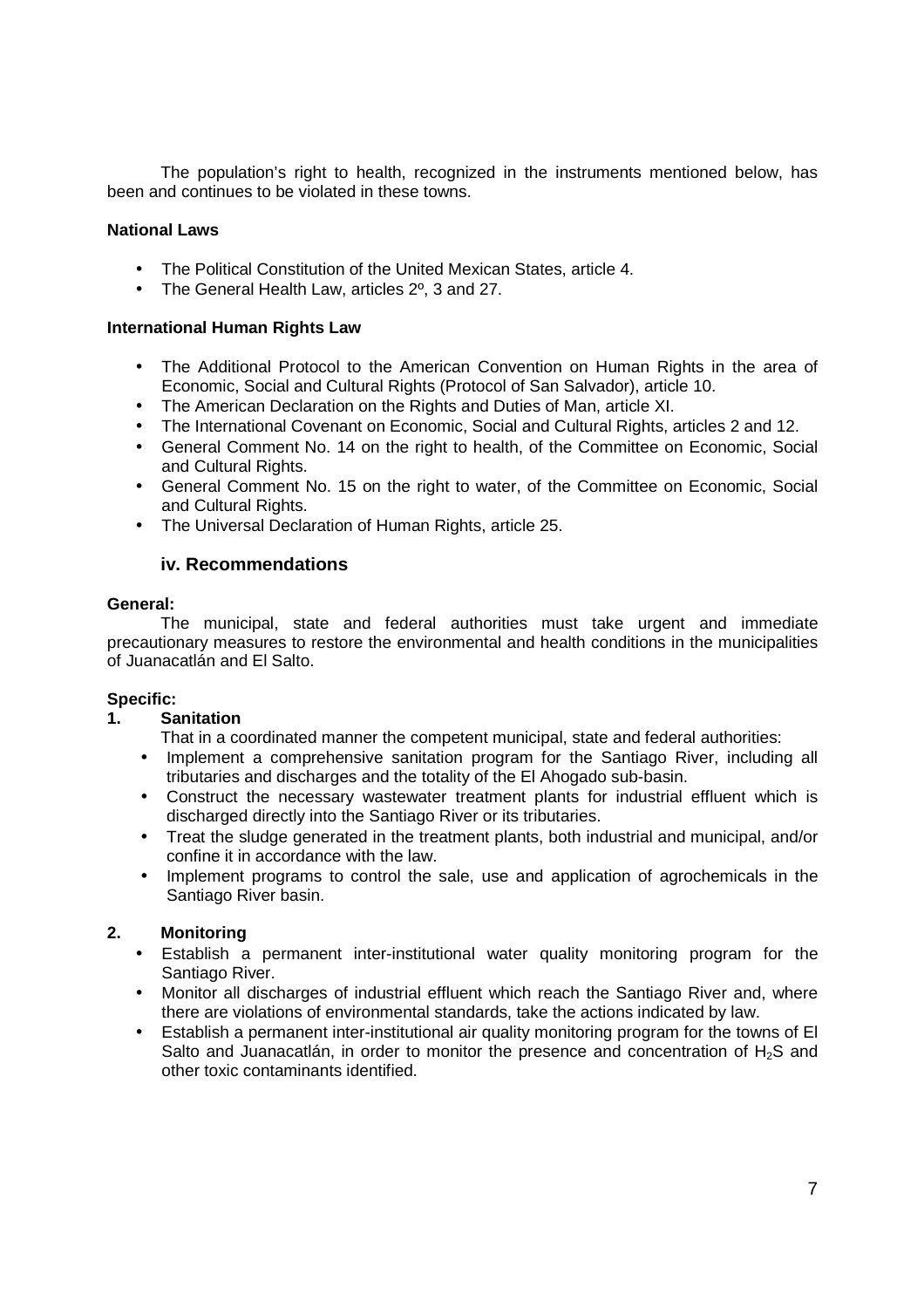The population's right to health, recognized in the instruments mentioned below, has been and continues to be violated in these towns.

**National Laws**

- The Political Constitution of the United Mexican States, article 4.
- The General Health Law, articles 2º, 3 and 27.

**International Human Rights Law**

- The Additional Protocol to the American Convention on Human Rights in the area of Economic, Social and Cultural Rights (Protocol of San Salvador), article 10.
- The American Declaration on the Rights and Duties of Man, article XI.
- The International Covenant on Economic, Social and Cultural Rights, articles 2 and 12.
- General Comment No. 14 on the right to health, of the Committee on Economic, Social and Cultural Rights.
- General Comment No. 15 on the right to water, of the Committee on Economic, Social and Cultural Rights.
- The Universal Declaration of Human Rights, article 25.

## iv. Recommendations

**General:**

The municipal, state and federal authorities must take urgent and immediate precautionary measures to restore the environmental and health conditions in the municipalities of Juanacatlán and El Salto.

**Specific:**

**1. Sanitation**

That in a coordinated manner the competent municipal, state and federal authorities:

- Implement a comprehensive sanitation program for the Santiago River, including all tributaries and discharges and the totality of the El Ahogado sub-basin.
- Construct the necessary wastewater treatment plants for industrial effluent which is discharged directly into the Santiago River or its tributaries.
- Treat the sludge generated in the treatment plants, both industrial and municipal, and/or confine it in accordance with the law.
- Implement programs to control the sale, use and application of agrochemicals in the Santiago River basin.

**2. Monitoring**

- Establish a permanent inter-institutional water quality monitoring program for the Santiago River.
- Monitor all discharges of industrial effluent which reach the Santiago River and, where there are violations of environmental standards, take the actions indicated by law.
- Establish a permanent inter-institutional air quality monitoring program for the towns of El Salto and Juanacatlán, in order to monitor the presence and concentration of $H_2S$ and other toxic contaminants identified.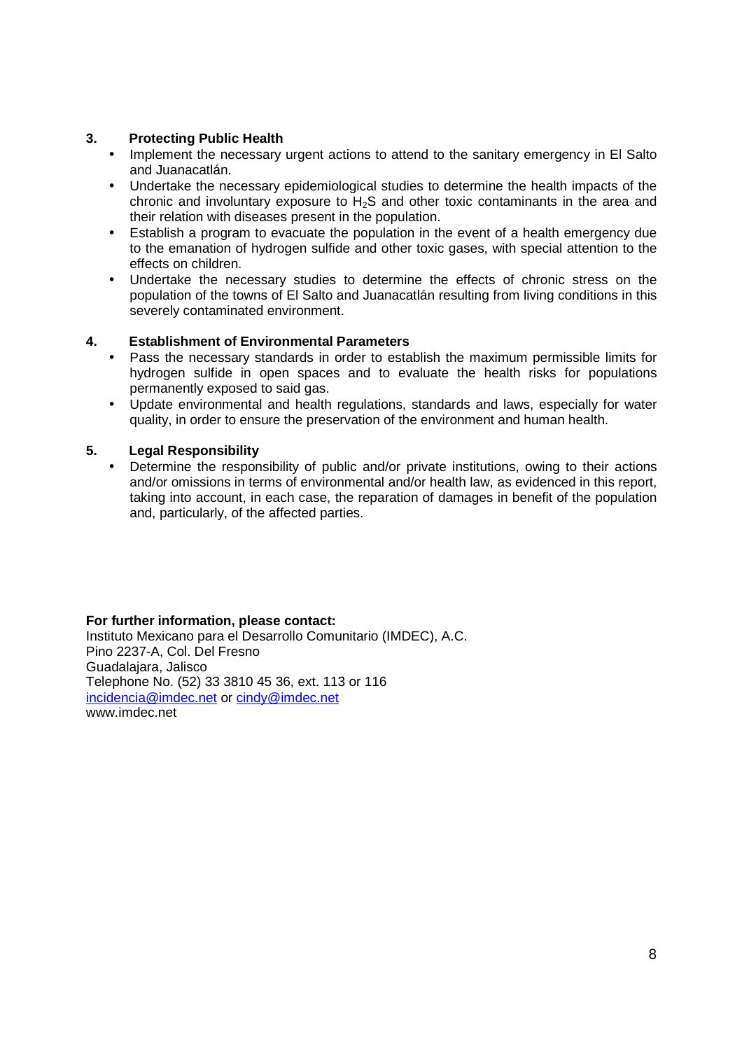### 3. Protecting Public Health

- Implement the necessary urgent actions to attend to the sanitary emergency in El Salto and Juanacatlán.
- Undertake the necessary epidemiological studies to determine the health impacts of the chronic and involuntary exposure to $H_2S$ and other toxic contaminants in the area and their relation with diseases present in the population.
- Establish a program to evacuate the population in the event of a health emergency due to the emanation of hydrogen sulfide and other toxic gases, with special attention to the effects on children.
- Undertake the necessary studies to determine the effects of chronic stress on the population of the towns of El Salto and Juanacatlán resulting from living conditions in this severely contaminated environment.

### 4. Establishment of Environmental Parameters

- Pass the necessary standards in order to establish the maximum permissible limits for hydrogen sulfide in open spaces and to evaluate the health risks for populations permanently exposed to said gas.
- Update environmental and health regulations, standards and laws, especially for water quality, in order to ensure the preservation of the environment and human health.

### 5. Legal Responsibility

- Determine the responsibility of public and/or private institutions, owing to their actions and/or omissions in terms of environmental and/or health law, as evidenced in this report, taking into account, in each case, the reparation of damages in benefit of the population and, particularly, of the affected parties.

**For further information, please contact:**
Instituto Mexicano para el Desarrollo Comunitario (IMDEC), A.C.
Pino 2237-A, Col. Del Fresno
Guadalajara, Jalisco
Telephone No. (52) 33 3810 45 36, ext. 113 or 116
incidencia@imdec.net or cindy@imdec.net
www.imdec.net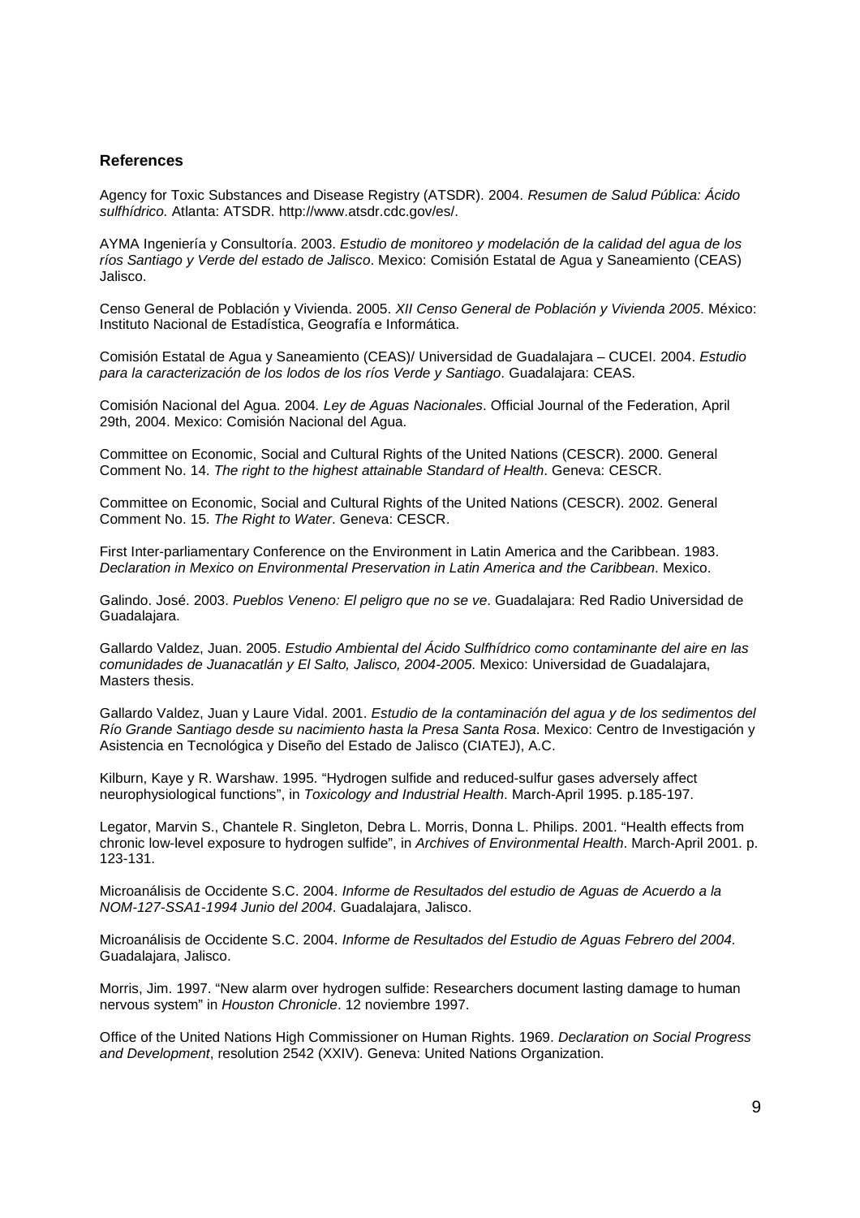### References

Agency for Toxic Substances and Disease Registry (ATSDR). 2004. *Resumen de Salud Pública: Ácido sulfhídrico.* Atlanta: ATSDR. http://www.atsdr.cdc.gov/es/.

AYMA Ingeniería y Consultoría. 2003. *Estudio de monitoreo y modelación de la calidad del agua de los ríos Santiago y Verde del estado de Jalisco*. Mexico: Comisión Estatal de Agua y Saneamiento (CEAS) Jalisco.

Censo General de Población y Vivienda. 2005. *XII Censo General de Población y Vivienda 2005*. México: Instituto Nacional de Estadística, Geografía e Informática.

Comisión Estatal de Agua y Saneamiento (CEAS)/ Universidad de Guadalajara – CUCEI. 2004. *Estudio para la caracterización de los lodos de los ríos Verde y Santiago*. Guadalajara: CEAS.

Comisión Nacional del Agua. 2004*. Ley de Aguas Nacionales*. Official Journal of the Federation, April 29th, 2004. Mexico: Comisión Nacional del Agua.

Committee on Economic, Social and Cultural Rights of the United Nations (CESCR). 2000. General Comment No. 14. *The right to the highest attainable Standard of Health*. Geneva: CESCR.

Committee on Economic, Social and Cultural Rights of the United Nations (CESCR). 2002. General Comment No. 15. *The Right to Water*. Geneva: CESCR.

First Inter-parliamentary Conference on the Environment in Latin America and the Caribbean. 1983. *Declaration in Mexico on Environmental Preservation in Latin America and the Caribbean*. Mexico.

Galindo. José. 2003. *Pueblos Veneno: El peligro que no se ve*. Guadalajara: Red Radio Universidad de Guadalajara.

Gallardo Valdez, Juan. 2005. *Estudio Ambiental del Ácido Sulfhídrico como contaminante del aire en las comunidades de Juanacatlán y El Salto, Jalisco, 2004-2005*. Mexico: Universidad de Guadalajara, Masters thesis.

Gallardo Valdez, Juan y Laure Vidal. 2001. *Estudio de la contaminación del agua y de los sedimentos del Río Grande Santiago desde su nacimiento hasta la Presa Santa Rosa*. Mexico: Centro de Investigación y Asistencia en Tecnológica y Diseño del Estado de Jalisco (CIATEJ), A.C.

Kilburn, Kaye y R. Warshaw. 1995. "Hydrogen sulfide and reduced-sulfur gases adversely affect neurophysiological functions", in *Toxicology and Industrial Health*. March-April 1995. p.185-197.

Legator, Marvin S., Chantele R. Singleton, Debra L. Morris, Donna L. Philips. 2001. "Health effects from chronic low-level exposure to hydrogen sulfide", in *Archives of Environmental Health*. March-April 2001. p. 123-131.

Microanálisis de Occidente S.C. 2004. *Informe de Resultados del estudio de Aguas de Acuerdo a la NOM-127-SSA1-1994 Junio del 2004*. Guadalajara, Jalisco.

Microanálisis de Occidente S.C. 2004. *Informe de Resultados del Estudio de Aguas Febrero del 2004*. Guadalajara, Jalisco.

Morris, Jim. 1997. "New alarm over hydrogen sulfide: Researchers document lasting damage to human nervous system" in *Houston Chronicle*. 12 noviembre 1997.

Office of the United Nations High Commissioner on Human Rights. 1969. *Declaration on Social Progress and Development*, resolution 2542 (XXIV). Geneva: United Nations Organization.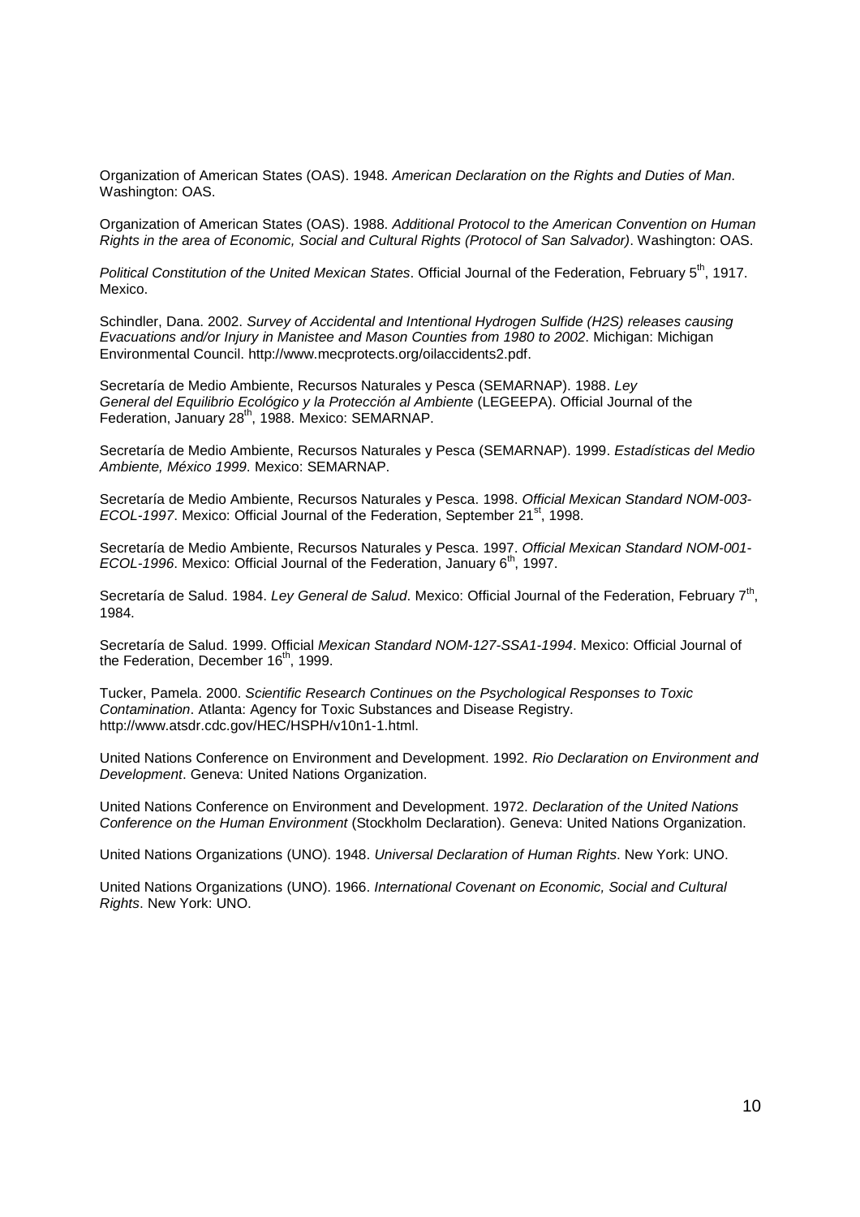Organization of American States (OAS). 1948. *American Declaration on the Rights and Duties of Man*. Washington: OAS.

Organization of American States (OAS). 1988. *Additional Protocol to the American Convention on Human Rights in the area of Economic, Social and Cultural Rights (Protocol of San Salvador)*. Washington: OAS.

*Political Constitution of the United Mexican States*. Official Journal of the Federation, February 5th, 1917. Mexico.

Schindler, Dana. 2002. *Survey of Accidental and Intentional Hydrogen Sulfide (H2S) releases causing Evacuations and/or Injury in Manistee and Mason Counties from 1980 to 2002*. Michigan: Michigan Environmental Council. http://www.mecprotects.org/oilaccidents2.pdf.

Secretaría de Medio Ambiente, Recursos Naturales y Pesca (SEMARNAP). 1988. *Ley General del Equilibrio Ecológico y la Protección al Ambiente* (LEGEEPA). Official Journal of the Federation, January 28th, 1988. Mexico: SEMARNAP.

Secretaría de Medio Ambiente, Recursos Naturales y Pesca (SEMARNAP). 1999. *Estadísticas del Medio Ambiente, México 1999*. Mexico: SEMARNAP.

Secretaría de Medio Ambiente, Recursos Naturales y Pesca. 1998. *Official Mexican Standard NOM-003-ECOL-1997*. Mexico: Official Journal of the Federation, September 21st, 1998.

Secretaría de Medio Ambiente, Recursos Naturales y Pesca. 1997. *Official Mexican Standard NOM-001-ECOL-1996*. Mexico: Official Journal of the Federation, January 6th, 1997.

Secretaría de Salud. 1984. *Ley General de Salud*. Mexico: Official Journal of the Federation, February 7th, 1984.

Secretaría de Salud. 1999. Official *Mexican Standard NOM-127-SSA1-1994*. Mexico: Official Journal of the Federation, December 16th, 1999.

Tucker, Pamela. 2000. *Scientific Research Continues on the Psychological Responses to Toxic Contamination*. Atlanta: Agency for Toxic Substances and Disease Registry. http://www.atsdr.cdc.gov/HEC/HSPH/v10n1-1.html.

United Nations Conference on Environment and Development. 1992. *Rio Declaration on Environment and Development*. Geneva: United Nations Organization.

United Nations Conference on Environment and Development. 1972. *Declaration of the United Nations Conference on the Human Environment* (Stockholm Declaration). Geneva: United Nations Organization.

United Nations Organizations (UNO). 1948. *Universal Declaration of Human Rights*. New York: UNO.

United Nations Organizations (UNO). 1966. *International Covenant on Economic, Social and Cultural Rights*. New York: UNO.